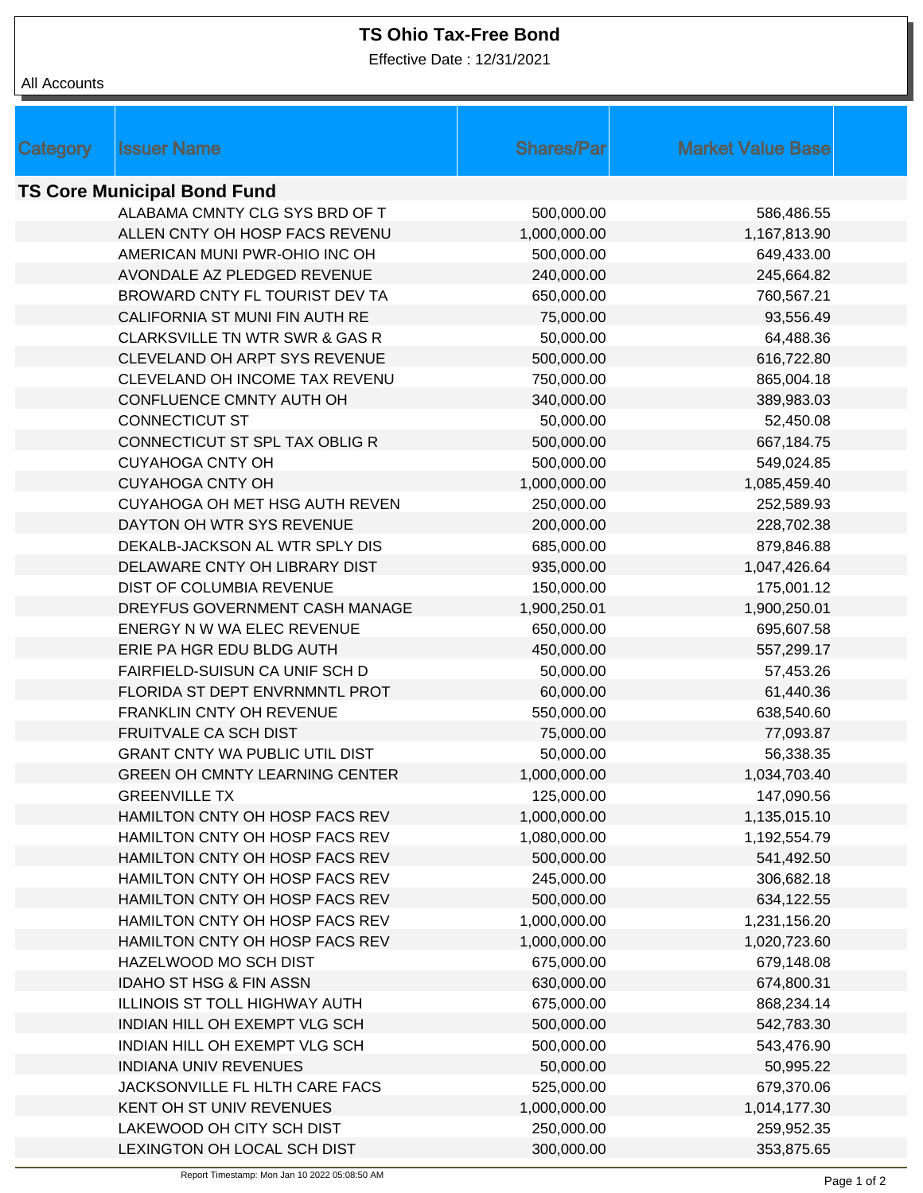# TS Ohio Tax-Free Bond

Effective Date : 12/31/2021

All Accounts

| Category | Issuer Name | Shares/Par | Market Value Base |
|---|---|---|---|
| **TS Core Municipal Bond Fund** | | | |
| | ALABAMA CMNTY CLG SYS BRD OF T | 500,000.00 | 586,486.55 |
| | ALLEN CNTY OH HOSP FACS REVENU | 1,000,000.00 | 1,167,813.90 |
| | AMERICAN MUNI PWR-OHIO INC OH | 500,000.00 | 649,433.00 |
| | AVONDALE AZ PLEDGED REVENUE | 240,000.00 | 245,664.82 |
| | BROWARD CNTY FL TOURIST DEV TA | 650,000.00 | 760,567.21 |
| | CALIFORNIA ST MUNI FIN AUTH RE | 75,000.00 | 93,556.49 |
| | CLARKSVILLE TN WTR SWR & GAS R | 50,000.00 | 64,488.36 |
| | CLEVELAND OH ARPT SYS REVENUE | 500,000.00 | 616,722.80 |
| | CLEVELAND OH INCOME TAX REVENU | 750,000.00 | 865,004.18 |
| | CONFLUENCE CMNTY AUTH OH | 340,000.00 | 389,983.03 |
| | CONNECTICUT ST | 50,000.00 | 52,450.08 |
| | CONNECTICUT ST SPL TAX OBLIG R | 500,000.00 | 667,184.75 |
| | CUYAHOGA CNTY OH | 500,000.00 | 549,024.85 |
| | CUYAHOGA CNTY OH | 1,000,000.00 | 1,085,459.40 |
| | CUYAHOGA OH MET HSG AUTH REVEN | 250,000.00 | 252,589.93 |
| | DAYTON OH WTR SYS REVENUE | 200,000.00 | 228,702.38 |
| | DEKALB-JACKSON AL WTR SPLY DIS | 685,000.00 | 879,846.88 |
| | DELAWARE CNTY OH LIBRARY DIST | 935,000.00 | 1,047,426.64 |
| | DIST OF COLUMBIA REVENUE | 150,000.00 | 175,001.12 |
| | DREYFUS GOVERNMENT CASH MANAGE | 1,900,250.01 | 1,900,250.01 |
| | ENERGY N W WA ELEC REVENUE | 650,000.00 | 695,607.58 |
| | ERIE PA HGR EDU BLDG AUTH | 450,000.00 | 557,299.17 |
| | FAIRFIELD-SUISUN CA UNIF SCH D | 50,000.00 | 57,453.26 |
| | FLORIDA ST DEPT ENVRNMNTL PROT | 60,000.00 | 61,440.36 |
| | FRANKLIN CNTY OH REVENUE | 550,000.00 | 638,540.60 |
| | FRUITVALE CA SCH DIST | 75,000.00 | 77,093.87 |
| | GRANT CNTY WA PUBLIC UTIL DIST | 50,000.00 | 56,338.35 |
| | GREEN OH CMNTY LEARNING CENTER | 1,000,000.00 | 1,034,703.40 |
| | GREENVILLE TX | 125,000.00 | 147,090.56 |
| | HAMILTON CNTY OH HOSP FACS REV | 1,000,000.00 | 1,135,015.10 |
| | HAMILTON CNTY OH HOSP FACS REV | 1,080,000.00 | 1,192,554.79 |
| | HAMILTON CNTY OH HOSP FACS REV | 500,000.00 | 541,492.50 |
| | HAMILTON CNTY OH HOSP FACS REV | 245,000.00 | 306,682.18 |
| | HAMILTON CNTY OH HOSP FACS REV | 500,000.00 | 634,122.55 |
| | HAMILTON CNTY OH HOSP FACS REV | 1,000,000.00 | 1,231,156.20 |
| | HAMILTON CNTY OH HOSP FACS REV | 1,000,000.00 | 1,020,723.60 |
| | HAZELWOOD MO SCH DIST | 675,000.00 | 679,148.08 |
| | IDAHO ST HSG & FIN ASSN | 630,000.00 | 674,800.31 |
| | ILLINOIS ST TOLL HIGHWAY AUTH | 675,000.00 | 868,234.14 |
| | INDIAN HILL OH EXEMPT VLG SCH | 500,000.00 | 542,783.30 |
| | INDIAN HILL OH EXEMPT VLG SCH | 500,000.00 | 543,476.90 |
| | INDIANA UNIV REVENUES | 50,000.00 | 50,995.22 |
| | JACKSONVILLE FL HLTH CARE FACS | 525,000.00 | 679,370.06 |
| | KENT OH ST UNIV REVENUES | 1,000,000.00 | 1,014,177.30 |
| | LAKEWOOD OH CITY SCH DIST | 250,000.00 | 259,952.35 |
| | LEXINGTON OH LOCAL SCH DIST | 300,000.00 | 353,875.65 |

Report Timestamp: Mon Jan 10 2022 05:08:50 AM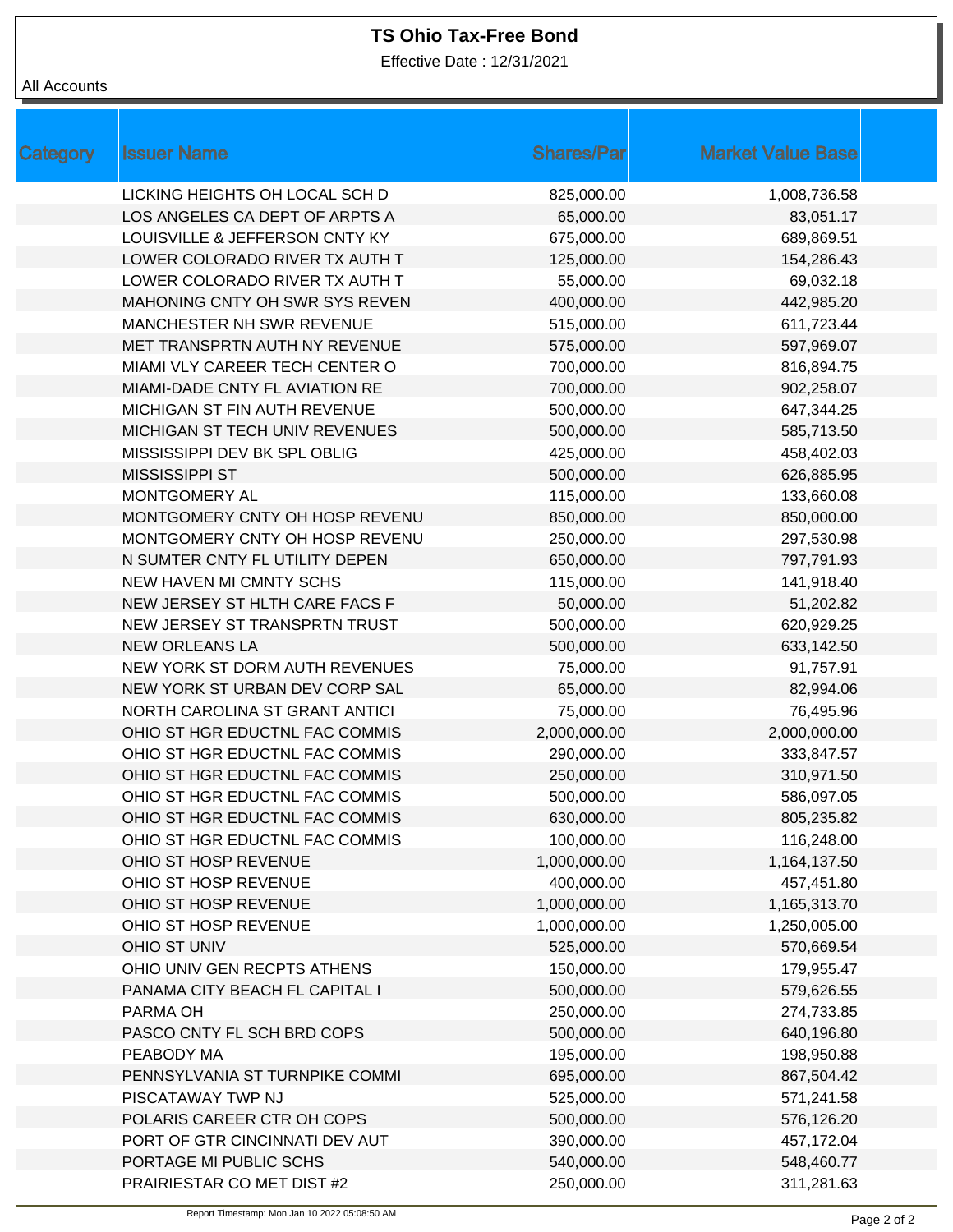# TS Ohio Tax-Free Bond

Effective Date : 12/31/2021

All Accounts

| Category | Issuer Name | Shares/Par | Market Value Base |
|---|---|---|---|
| | LICKING HEIGHTS OH LOCAL SCH D | 825,000.00 | 1,008,736.58 |
| | LOS ANGELES CA DEPT OF ARPTS A | 65,000.00 | 83,051.17 |
| | LOUISVILLE & JEFFERSON CNTY KY | 675,000.00 | 689,869.51 |
| | LOWER COLORADO RIVER TX AUTH T | 125,000.00 | 154,286.43 |
| | LOWER COLORADO RIVER TX AUTH T | 55,000.00 | 69,032.18 |
| | MAHONING CNTY OH SWR SYS REVEN | 400,000.00 | 442,985.20 |
| | MANCHESTER NH SWR REVENUE | 515,000.00 | 611,723.44 |
| | MET TRANSPRTN AUTH NY REVENUE | 575,000.00 | 597,969.07 |
| | MIAMI VLY CAREER TECH CENTER O | 700,000.00 | 816,894.75 |
| | MIAMI-DADE CNTY FL AVIATION RE | 700,000.00 | 902,258.07 |
| | MICHIGAN ST FIN AUTH REVENUE | 500,000.00 | 647,344.25 |
| | MICHIGAN ST TECH UNIV REVENUES | 500,000.00 | 585,713.50 |
| | MISSISSIPPI DEV BK SPL OBLIG | 425,000.00 | 458,402.03 |
| | MISSISSIPPI ST | 500,000.00 | 626,885.95 |
| | MONTGOMERY AL | 115,000.00 | 133,660.08 |
| | MONTGOMERY CNTY OH HOSP REVENU | 850,000.00 | 850,000.00 |
| | MONTGOMERY CNTY OH HOSP REVENU | 250,000.00 | 297,530.98 |
| | N SUMTER CNTY FL UTILITY DEPEN | 650,000.00 | 797,791.93 |
| | NEW HAVEN MI CMNTY SCHS | 115,000.00 | 141,918.40 |
| | NEW JERSEY ST HLTH CARE FACS F | 50,000.00 | 51,202.82 |
| | NEW JERSEY ST TRANSPRTN TRUST | 500,000.00 | 620,929.25 |
| | NEW ORLEANS LA | 500,000.00 | 633,142.50 |
| | NEW YORK ST DORM AUTH REVENUES | 75,000.00 | 91,757.91 |
| | NEW YORK ST URBAN DEV CORP SAL | 65,000.00 | 82,994.06 |
| | NORTH CAROLINA ST GRANT ANTICI | 75,000.00 | 76,495.96 |
| | OHIO ST HGR EDUCTNL FAC COMMIS | 2,000,000.00 | 2,000,000.00 |
| | OHIO ST HGR EDUCTNL FAC COMMIS | 290,000.00 | 333,847.57 |
| | OHIO ST HGR EDUCTNL FAC COMMIS | 250,000.00 | 310,971.50 |
| | OHIO ST HGR EDUCTNL FAC COMMIS | 500,000.00 | 586,097.05 |
| | OHIO ST HGR EDUCTNL FAC COMMIS | 630,000.00 | 805,235.82 |
| | OHIO ST HGR EDUCTNL FAC COMMIS | 100,000.00 | 116,248.00 |
| | OHIO ST HOSP REVENUE | 1,000,000.00 | 1,164,137.50 |
| | OHIO ST HOSP REVENUE | 400,000.00 | 457,451.80 |
| | OHIO ST HOSP REVENUE | 1,000,000.00 | 1,165,313.70 |
| | OHIO ST HOSP REVENUE | 1,000,000.00 | 1,250,005.00 |
| | OHIO ST UNIV | 525,000.00 | 570,669.54 |
| | OHIO UNIV GEN RECPTS ATHENS | 150,000.00 | 179,955.47 |
| | PANAMA CITY BEACH FL CAPITAL I | 500,000.00 | 579,626.55 |
| | PARMA OH | 250,000.00 | 274,733.85 |
| | PASCO CNTY FL SCH BRD COPS | 500,000.00 | 640,196.80 |
| | PEABODY MA | 195,000.00 | 198,950.88 |
| | PENNSYLVANIA ST TURNPIKE COMMI | 695,000.00 | 867,504.42 |
| | PISCATAWAY TWP NJ | 525,000.00 | 571,241.58 |
| | POLARIS CAREER CTR OH COPS | 500,000.00 | 576,126.20 |
| | PORT OF GTR CINCINNATI DEV AUT | 390,000.00 | 457,172.04 |
| | PORTAGE MI PUBLIC SCHS | 540,000.00 | 548,460.77 |
| | PRAIRIESTAR CO MET DIST #2 | 250,000.00 | 311,281.63 |

Report Timestamp: Mon Jan 10 2022 05:08:50 AM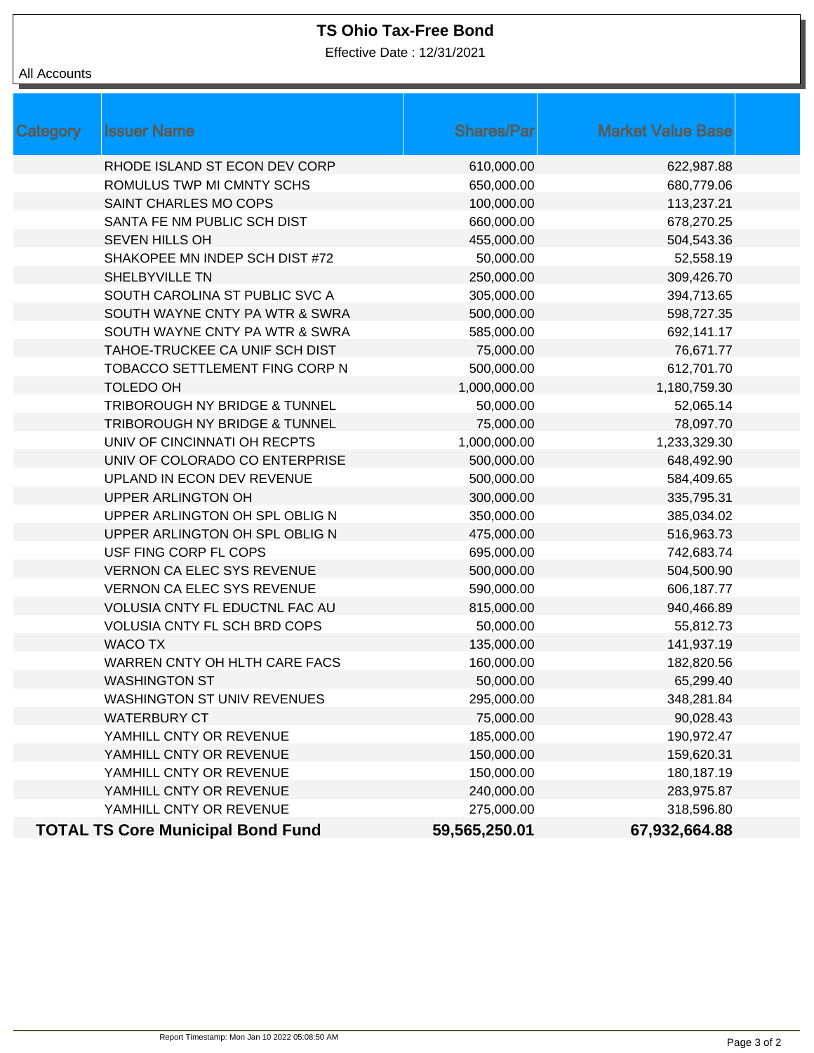# TS Ohio Tax-Free Bond

Effective Date : 12/31/2021

All Accounts

| Category | Issuer Name | Shares/Par | Market Value Base |
|---|---|---|---|
| | RHODE ISLAND ST ECON DEV CORP | 610,000.00 | 622,987.88 |
| | ROMULUS TWP MI CMNTY SCHS | 650,000.00 | 680,779.06 |
| | SAINT CHARLES MO COPS | 100,000.00 | 113,237.21 |
| | SANTA FE NM PUBLIC SCH DIST | 660,000.00 | 678,270.25 |
| | SEVEN HILLS OH | 455,000.00 | 504,543.36 |
| | SHAKOPEE MN INDEP SCH DIST #72 | 50,000.00 | 52,558.19 |
| | SHELBYVILLE TN | 250,000.00 | 309,426.70 |
| | SOUTH CAROLINA ST PUBLIC SVC A | 305,000.00 | 394,713.65 |
| | SOUTH WAYNE CNTY PA WTR & SWRA | 500,000.00 | 598,727.35 |
| | SOUTH WAYNE CNTY PA WTR & SWRA | 585,000.00 | 692,141.17 |
| | TAHOE-TRUCKEE CA UNIF SCH DIST | 75,000.00 | 76,671.77 |
| | TOBACCO SETTLEMENT FING CORP N | 500,000.00 | 612,701.70 |
| | TOLEDO OH | 1,000,000.00 | 1,180,759.30 |
| | TRIBOROUGH NY BRIDGE & TUNNEL | 50,000.00 | 52,065.14 |
| | TRIBOROUGH NY BRIDGE & TUNNEL | 75,000.00 | 78,097.70 |
| | UNIV OF CINCINNATI OH RECPTS | 1,000,000.00 | 1,233,329.30 |
| | UNIV OF COLORADO CO ENTERPRISE | 500,000.00 | 648,492.90 |
| | UPLAND IN ECON DEV REVENUE | 500,000.00 | 584,409.65 |
| | UPPER ARLINGTON OH | 300,000.00 | 335,795.31 |
| | UPPER ARLINGTON OH SPL OBLIG N | 350,000.00 | 385,034.02 |
| | UPPER ARLINGTON OH SPL OBLIG N | 475,000.00 | 516,963.73 |
| | USF FING CORP FL COPS | 695,000.00 | 742,683.74 |
| | VERNON CA ELEC SYS REVENUE | 500,000.00 | 504,500.90 |
| | VERNON CA ELEC SYS REVENUE | 590,000.00 | 606,187.77 |
| | VOLUSIA CNTY FL EDUCTNL FAC AU | 815,000.00 | 940,466.89 |
| | VOLUSIA CNTY FL SCH BRD COPS | 50,000.00 | 55,812.73 |
| | WACO TX | 135,000.00 | 141,937.19 |
| | WARREN CNTY OH HLTH CARE FACS | 160,000.00 | 182,820.56 |
| | WASHINGTON ST | 50,000.00 | 65,299.40 |
| | WASHINGTON ST UNIV REVENUES | 295,000.00 | 348,281.84 |
| | WATERBURY CT | 75,000.00 | 90,028.43 |
| | YAMHILL CNTY OR REVENUE | 185,000.00 | 190,972.47 |
| | YAMHILL CNTY OR REVENUE | 150,000.00 | 159,620.31 |
| | YAMHILL CNTY OR REVENUE | 150,000.00 | 180,187.19 |
| | YAMHILL CNTY OR REVENUE | 240,000.00 | 283,975.87 |
| | YAMHILL CNTY OR REVENUE | 275,000.00 | 318,596.80 |
| **TOTAL TS Core Municipal Bond Fund** | | **59,565,250.01** | **67,932,664.88** |

Report Timestamp: Mon Jan 10 2022 05:08:50 AM